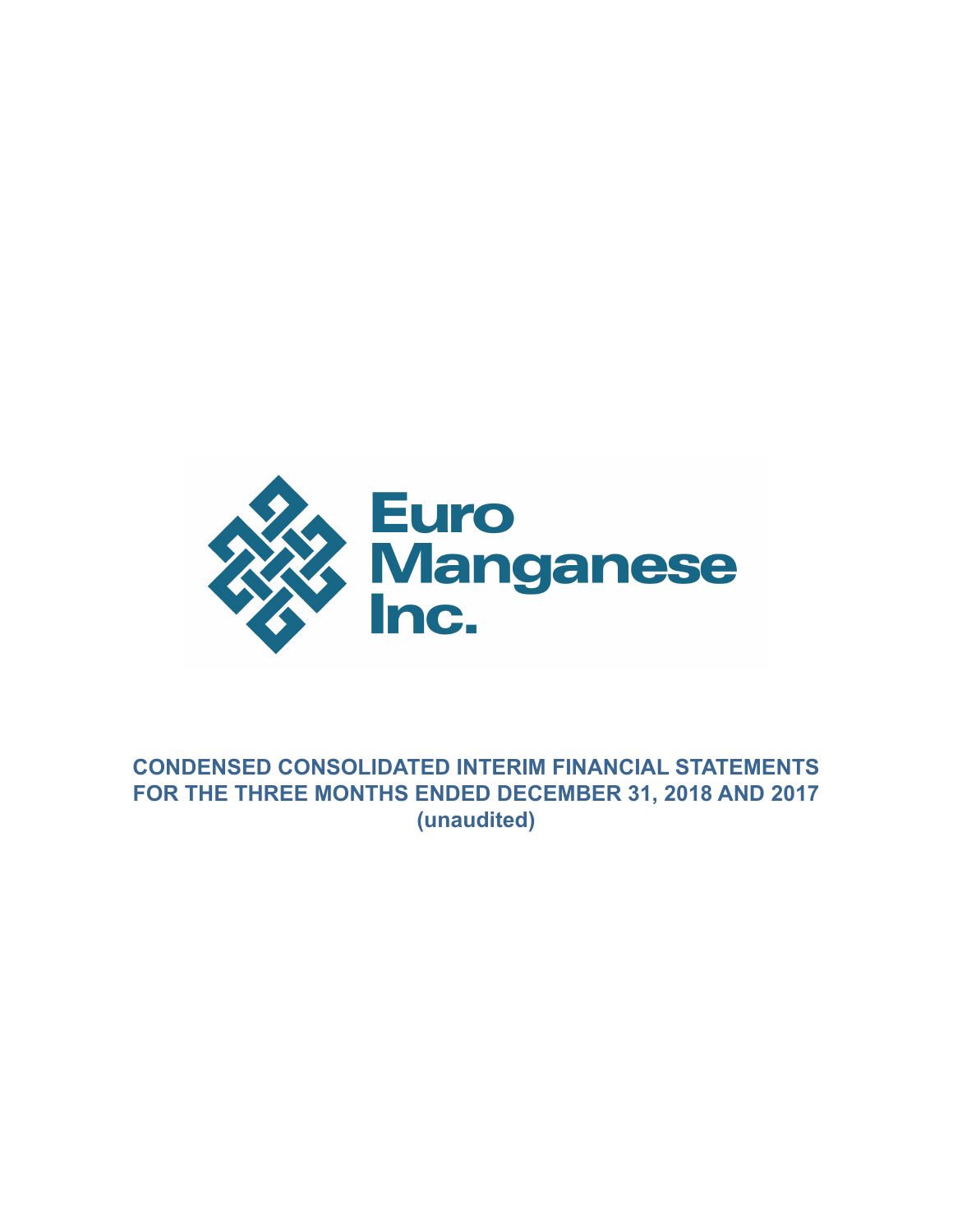Euro Manganese Inc.

# CONDENSED CONSOLIDATED INTERIM FINANCIAL STATEMENTS FOR THE THREE MONTHS ENDED DECEMBER 31, 2018 AND 2017

**(unaudited)**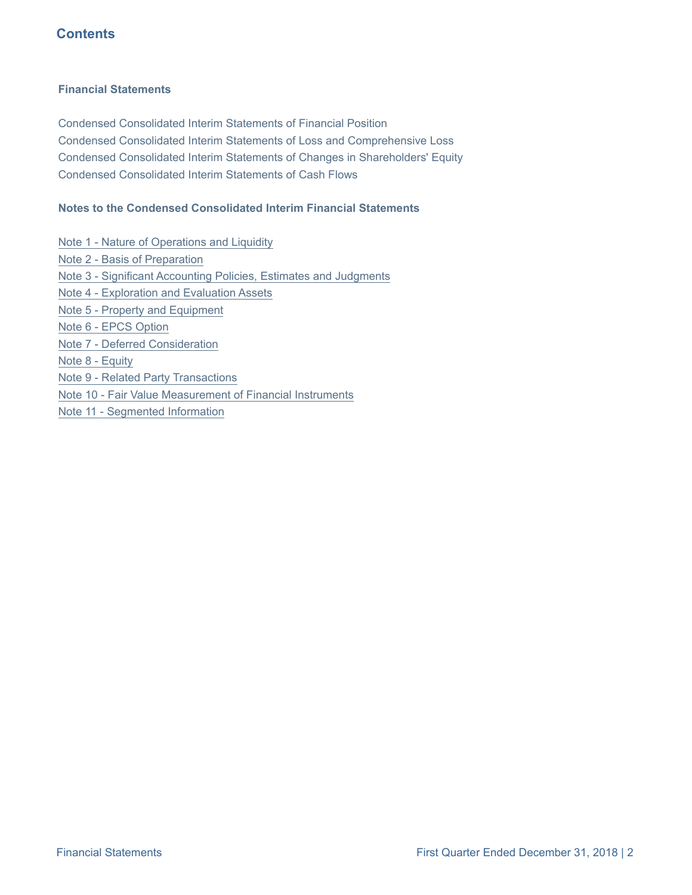# Contents

**Financial Statements**

Condensed Consolidated Interim Statements of Financial Position
Condensed Consolidated Interim Statements of Loss and Comprehensive Loss
Condensed Consolidated Interim Statements of Changes in Shareholders' Equity
Condensed Consolidated Interim Statements of Cash Flows

**Notes to the Condensed Consolidated Interim Financial Statements**

Note 1 - Nature of Operations and Liquidity
Note 2 - Basis of Preparation
Note 3 - Significant Accounting Policies, Estimates and Judgments
Note 4 - Exploration and Evaluation Assets
Note 5 - Property and Equipment
Note 6 - EPCS Option
Note 7 - Deferred Consideration
Note 8 - Equity
Note 9 - Related Party Transactions
Note 10 - Fair Value Measurement of Financial Instruments
Note 11 - Segmented Information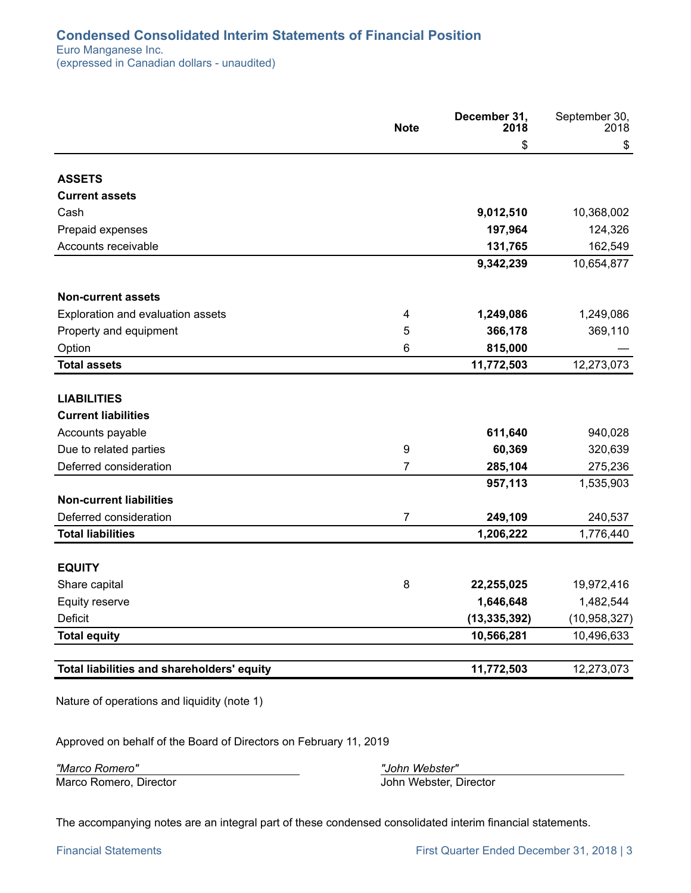# Condensed Consolidated Interim Statements of Financial Position

Euro Manganese Inc.
(expressed in Canadian dollars - unaudited)

| | Note | December 31, 2018 | September 30, 2018 |
|---|---|---|---|
| | | $ | $ |
| **ASSETS** | | | |
| **Current assets** | | | |
| Cash | | **9,012,510** | 10,368,002 |
| Prepaid expenses | | **197,964** | 124,326 |
| Accounts receivable | | **131,765** | 162,549 |
| | | **9,342,239** | 10,654,877 |
| **Non-current assets** | | | |
| Exploration and evaluation assets | 4 | **1,249,086** | 1,249,086 |
| Property and equipment | 5 | **366,178** | 369,110 |
| Option | 6 | **815,000** | — |
| **Total assets** | | **11,772,503** | 12,273,073 |
| **LIABILITIES** | | | |
| **Current liabilities** | | | |
| Accounts payable | | **611,640** | 940,028 |
| Due to related parties | 9 | **60,369** | 320,639 |
| Deferred consideration | 7 | **285,104** | 275,236 |
| | | **957,113** | 1,535,903 |
| **Non-current liabilities** | | | |
| Deferred consideration | 7 | **249,109** | 240,537 |
| **Total liabilities** | | **1,206,222** | 1,776,440 |
| **EQUITY** | | | |
| Share capital | 8 | **22,255,025** | 19,972,416 |
| Equity reserve | | **1,646,648** | 1,482,544 |
| Deficit | | **(13,335,392)** | (10,958,327) |
| **Total equity** | | **10,566,281** | 10,496,633 |
| **Total liabilities and shareholders' equity** | | **11,772,503** | 12,273,073 |

Nature of operations and liquidity (note 1)

Approved on behalf of the Board of Directors on February 11, 2019

*"Marco Romero"*
Marco Romero, Director

*"John Webster"*
John Webster, Director

The accompanying notes are an integral part of these condensed consolidated interim financial statements.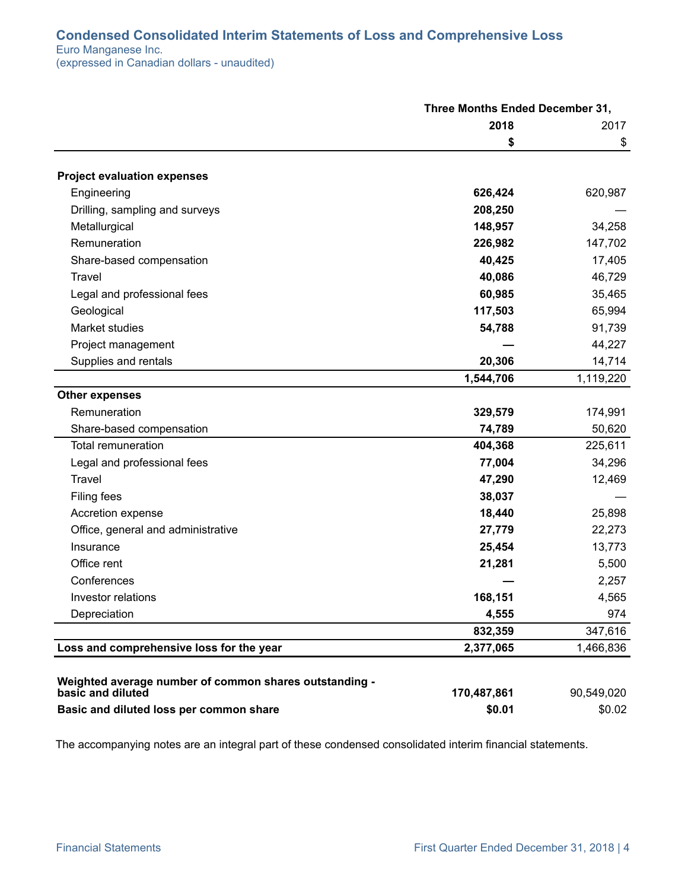# Condensed Consolidated Interim Statements of Loss and Comprehensive Loss

Euro Manganese Inc.
(expressed in Canadian dollars - unaudited)

| | Three Months Ended December 31, | |
|---|---|---|
| | **2018** | 2017 |
| | **$** | $ |
| **Project evaluation expenses** | | |
| Engineering | **626,424** | 620,987 |
| Drilling, sampling and surveys | **208,250** | — |
| Metallurgical | **148,957** | 34,258 |
| Remuneration | **226,982** | 147,702 |
| Share-based compensation | **40,425** | 17,405 |
| Travel | **40,086** | 46,729 |
| Legal and professional fees | **60,985** | 35,465 |
| Geological | **117,503** | 65,994 |
| Market studies | **54,788** | 91,739 |
| Project management | **—** | 44,227 |
| Supplies and rentals | **20,306** | 14,714 |
| | **1,544,706** | 1,119,220 |
| **Other expenses** | | |
| Remuneration | **329,579** | 174,991 |
| Share-based compensation | **74,789** | 50,620 |
| Total remuneration | **404,368** | 225,611 |
| Legal and professional fees | **77,004** | 34,296 |
| Travel | **47,290** | 12,469 |
| Filing fees | **38,037** | — |
| Accretion expense | **18,440** | 25,898 |
| Office, general and administrative | **27,779** | 22,273 |
| Insurance | **25,454** | 13,773 |
| Office rent | **21,281** | 5,500 |
| Conferences | **—** | 2,257 |
| Investor relations | **168,151** | 4,565 |
| Depreciation | **4,555** | 974 |
| | **832,359** | 347,616 |
| **Loss and comprehensive loss for the year** | **2,377,065** | 1,466,836 |
| **Weighted average number of common shares outstanding - basic and diluted** | **170,487,861** | 90,549,020 |
| **Basic and diluted loss per common share** | **$0.01** | $0.02 |

The accompanying notes are an integral part of these condensed consolidated interim financial statements.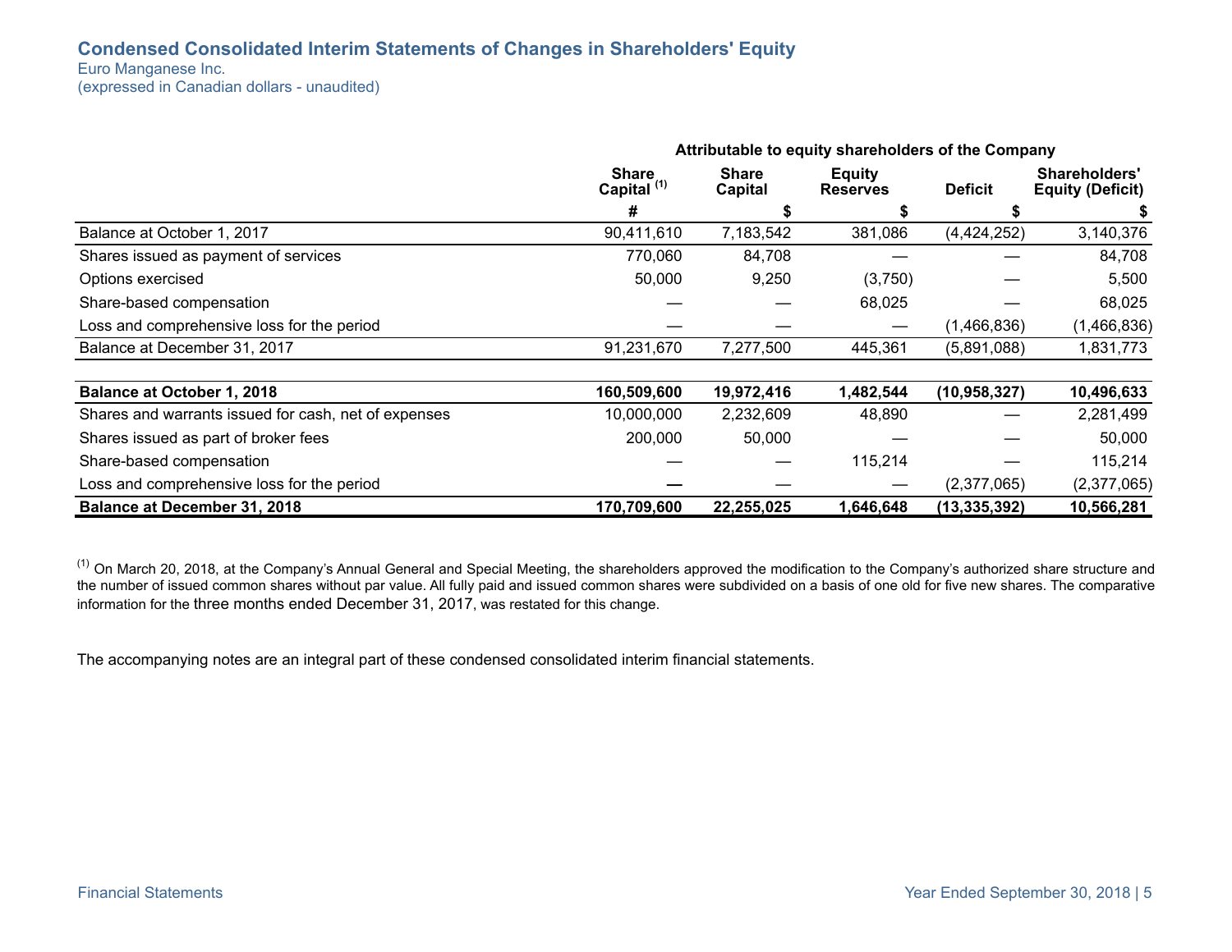## Condensed Consolidated Interim Statements of Changes in Shareholders' Equity

Euro Manganese Inc.
(expressed in Canadian dollars - unaudited)

| | Attributable to equity shareholders of the Company | | | | |
|---|---|---|---|---|---|
| | Share Capital [(1)] | Share Capital | Equity Reserves | Deficit | Shareholders' Equity (Deficit) |
| | # | $ | $ | $ | $ |
| Balance at October 1, 2017 | 90,411,610 | 7,183,542 | 381,086 | (4,424,252) | 3,140,376 |
| Shares issued as payment of services | 770,060 | 84,708 | — | — | 84,708 |
| Options exercised | 50,000 | 9,250 | (3,750) | — | 5,500 |
| Share-based compensation | — | — | 68,025 | — | 68,025 |
| Loss and comprehensive loss for the period | — | — | — | (1,466,836) | (1,466,836) |
| Balance at December 31, 2017 | 91,231,670 | 7,277,500 | 445,361 | (5,891,088) | 1,831,773 |
| | | | | | |
| **Balance at October 1, 2018** | **160,509,600** | **19,972,416** | **1,482,544** | **(10,958,327)** | **10,496,633** |
| Shares and warrants issued for cash, net of expenses | 10,000,000 | 2,232,609 | 48,890 | — | 2,281,499 |
| Shares issued as part of broker fees | 200,000 | 50,000 | — | — | 50,000 |
| Share-based compensation | — | — | 115,214 | — | 115,214 |
| Loss and comprehensive loss for the period | — | — | — | (2,377,065) | (2,377,065) |
| **Balance at December 31, 2018** | **170,709,600** | **22,255,025** | **1,646,648** | **(13,335,392)** | **10,566,281** |

[(1)] On March 20, 2018, at the Company's Annual General and Special Meeting, the shareholders approved the modification to the Company's authorized share structure and the number of issued common shares without par value. All fully paid and issued common shares were subdivided on a basis of one old for five new shares. The comparative information for the three months ended December 31, 2017, was restated for this change.

The accompanying notes are an integral part of these condensed consolidated interim financial statements.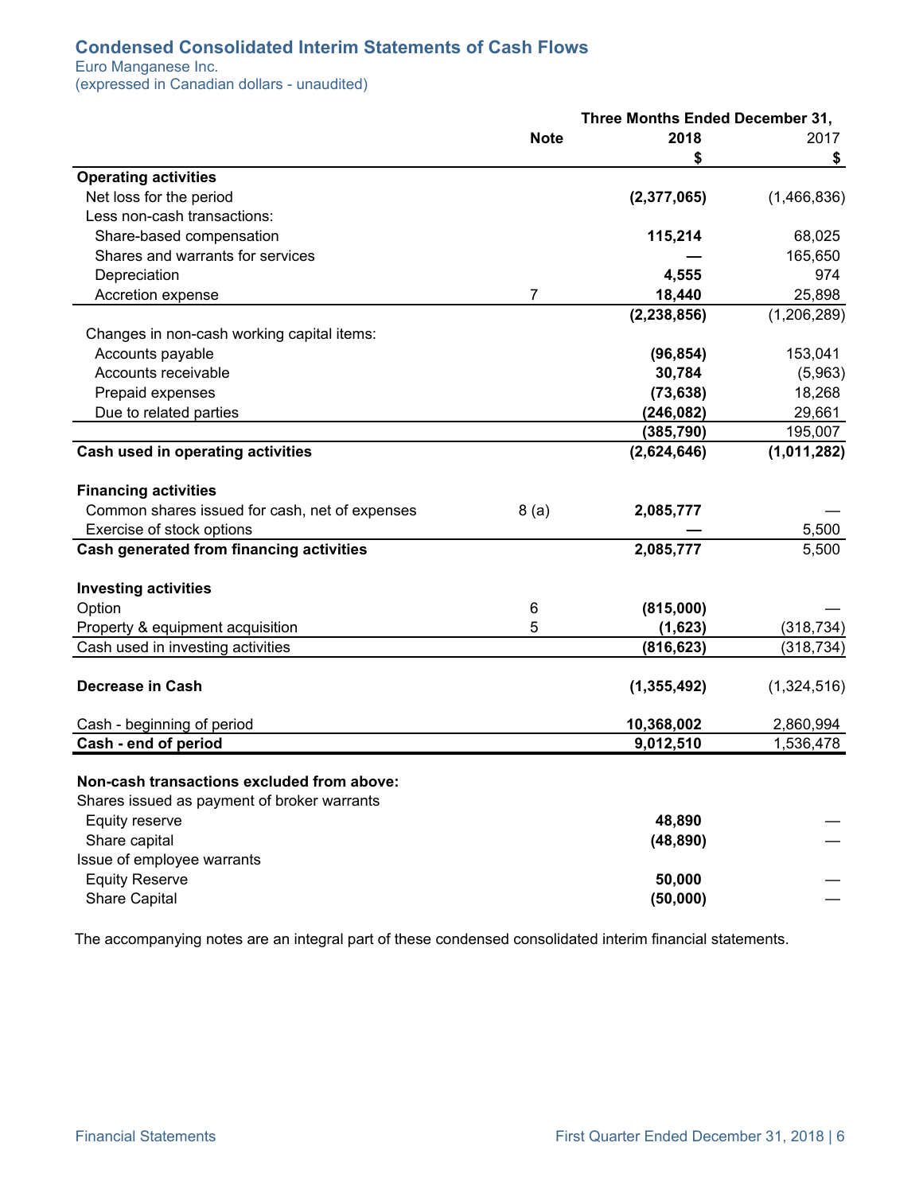## Condensed Consolidated Interim Statements of Cash Flows

Euro Manganese Inc.
(expressed in Canadian dollars - unaudited)

| | Note | Three Months Ended December 31, 2018 $ | 2017 $ |
|---|---|---|---|
| **Operating activities** | | | |
| Net loss for the period | | **(2,377,065)** | (1,466,836) |
| Less non-cash transactions: | | | |
| Share-based compensation | | **115,214** | 68,025 |
| Shares and warrants for services | | **—** | 165,650 |
| Depreciation | | **4,555** | 974 |
| Accretion expense | 7 | **18,440** | 25,898 |
| | | **(2,238,856)** | (1,206,289) |
| Changes in non-cash working capital items: | | | |
| Accounts payable | | **(96,854)** | 153,041 |
| Accounts receivable | | **30,784** | (5,963) |
| Prepaid expenses | | **(73,638)** | 18,268 |
| Due to related parties | | **(246,082)** | 29,661 |
| | | **(385,790)** | 195,007 |
| **Cash used in operating activities** | | **(2,624,646)** | **(1,011,282)** |
| **Financing activities** | | | |
| Common shares issued for cash, net of expenses | 8 (a) | **2,085,777** | — |
| Exercise of stock options | | **—** | 5,500 |
| **Cash generated from financing activities** | | **2,085,777** | 5,500 |
| **Investing activities** | | | |
| Option | 6 | **(815,000)** | — |
| Property & equipment acquisition | 5 | **(1,623)** | (318,734) |
| Cash used in investing activities | | **(816,623)** | (318,734) |
| **Decrease in Cash** | | **(1,355,492)** | (1,324,516) |
| Cash - beginning of period | | **10,368,002** | 2,860,994 |
| **Cash - end of period** | | **9,012,510** | 1,536,478 |
| **Non-cash transactions excluded from above:** | | | |
| Shares issued as payment of broker warrants | | | |
| Equity reserve | | **48,890** | — |
| Share capital | | **(48,890)** | — |
| Issue of employee warrants | | | |
| Equity Reserve | | **50,000** | — |
| Share Capital | | **(50,000)** | — |

The accompanying notes are an integral part of these condensed consolidated interim financial statements.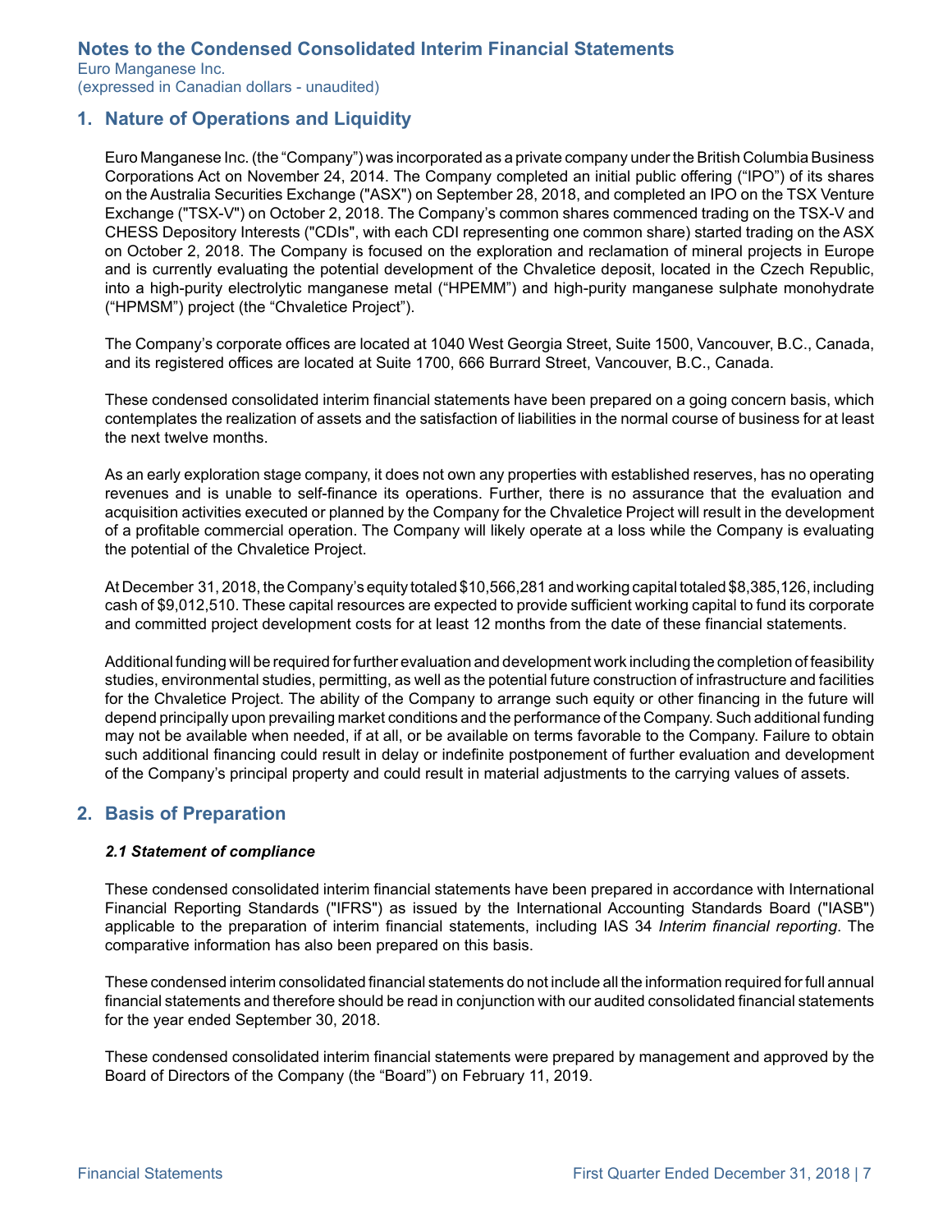# Notes to the Condensed Consolidated Interim Financial Statements

Euro Manganese Inc.
(expressed in Canadian dollars - unaudited)

## 1. Nature of Operations and Liquidity

Euro Manganese Inc. (the "Company") was incorporated as a private company under the British Columbia Business Corporations Act on November 24, 2014. The Company completed an initial public offering ("IPO") of its shares on the Australia Securities Exchange ("ASX") on September 28, 2018, and completed an IPO on the TSX Venture Exchange ("TSX-V") on October 2, 2018. The Company's common shares commenced trading on the TSX-V and CHESS Depository Interests ("CDIs", with each CDI representing one common share) started trading on the ASX on October 2, 2018. The Company is focused on the exploration and reclamation of mineral projects in Europe and is currently evaluating the potential development of the Chvaletice deposit, located in the Czech Republic, into a high-purity electrolytic manganese metal ("HPEMM") and high-purity manganese sulphate monohydrate ("HPMSM") project (the "Chvaletice Project").

The Company's corporate offices are located at 1040 West Georgia Street, Suite 1500, Vancouver, B.C., Canada, and its registered offices are located at Suite 1700, 666 Burrard Street, Vancouver, B.C., Canada.

These condensed consolidated interim financial statements have been prepared on a going concern basis, which contemplates the realization of assets and the satisfaction of liabilities in the normal course of business for at least the next twelve months.

As an early exploration stage company, it does not own any properties with established reserves, has no operating revenues and is unable to self-finance its operations. Further, there is no assurance that the evaluation and acquisition activities executed or planned by the Company for the Chvaletice Project will result in the development of a profitable commercial operation. The Company will likely operate at a loss while the Company is evaluating the potential of the Chvaletice Project.

At December 31, 2018, the Company's equity totaled $10,566,281 and working capital totaled $8,385,126, including cash of $9,012,510. These capital resources are expected to provide sufficient working capital to fund its corporate and committed project development costs for at least 12 months from the date of these financial statements.

Additional funding will be required for further evaluation and development work including the completion of feasibility studies, environmental studies, permitting, as well as the potential future construction of infrastructure and facilities for the Chvaletice Project. The ability of the Company to arrange such equity or other financing in the future will depend principally upon prevailing market conditions and the performance of the Company. Such additional funding may not be available when needed, if at all, or be available on terms favorable to the Company. Failure to obtain such additional financing could result in delay or indefinite postponement of further evaluation and development of the Company's principal property and could result in material adjustments to the carrying values of assets.

## 2. Basis of Preparation

### *2.1 Statement of compliance*

These condensed consolidated interim financial statements have been prepared in accordance with International Financial Reporting Standards ("IFRS") as issued by the International Accounting Standards Board ("IASB") applicable to the preparation of interim financial statements, including IAS 34 *Interim financial reporting*. The comparative information has also been prepared on this basis.

These condensed interim consolidated financial statements do not include all the information required for full annual financial statements and therefore should be read in conjunction with our audited consolidated financial statements for the year ended September 30, 2018.

These condensed consolidated interim financial statements were prepared by management and approved by the Board of Directors of the Company (the "Board") on February 11, 2019.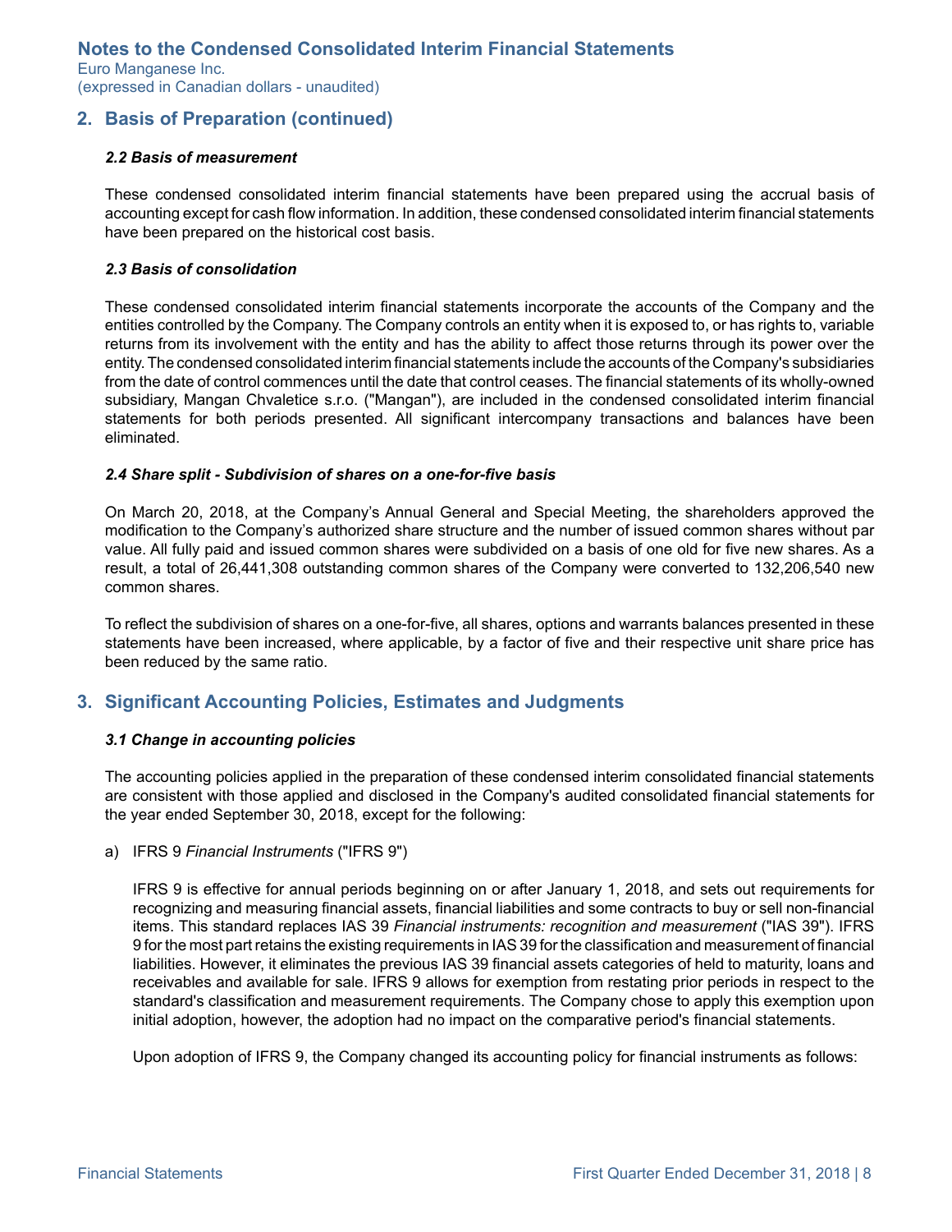## 2. Basis of Preparation (continued)

### *2.2 Basis of measurement*

These condensed consolidated interim financial statements have been prepared using the accrual basis of accounting except for cash flow information. In addition, these condensed consolidated interim financial statements have been prepared on the historical cost basis.

### *2.3 Basis of consolidation*

These condensed consolidated interim financial statements incorporate the accounts of the Company and the entities controlled by the Company. The Company controls an entity when it is exposed to, or has rights to, variable returns from its involvement with the entity and has the ability to affect those returns through its power over the entity. The condensed consolidated interim financial statements include the accounts of the Company's subsidiaries from the date of control commences until the date that control ceases. The financial statements of its wholly-owned subsidiary, Mangan Chvaletice s.r.o. ("Mangan"), are included in the condensed consolidated interim financial statements for both periods presented. All significant intercompany transactions and balances have been eliminated.

### *2.4 Share split - Subdivision of shares on a one-for-five basis*

On March 20, 2018, at the Company's Annual General and Special Meeting, the shareholders approved the modification to the Company's authorized share structure and the number of issued common shares without par value. All fully paid and issued common shares were subdivided on a basis of one old for five new shares. As a result, a total of 26,441,308 outstanding common shares of the Company were converted to 132,206,540 new common shares.

To reflect the subdivision of shares on a one-for-five, all shares, options and warrants balances presented in these statements have been increased, where applicable, by a factor of five and their respective unit share price has been reduced by the same ratio.

## 3. Significant Accounting Policies, Estimates and Judgments

### *3.1 Change in accounting policies*

The accounting policies applied in the preparation of these condensed interim consolidated financial statements are consistent with those applied and disclosed in the Company's audited consolidated financial statements for the year ended September 30, 2018, except for the following:

a) IFRS 9 *Financial Instruments* ("IFRS 9")

IFRS 9 is effective for annual periods beginning on or after January 1, 2018, and sets out requirements for recognizing and measuring financial assets, financial liabilities and some contracts to buy or sell non-financial items. This standard replaces IAS 39 *Financial instruments: recognition and measurement* ("IAS 39"). IFRS 9 for the most part retains the existing requirements in IAS 39 for the classification and measurement of financial liabilities. However, it eliminates the previous IAS 39 financial assets categories of held to maturity, loans and receivables and available for sale. IFRS 9 allows for exemption from restating prior periods in respect to the standard's classification and measurement requirements. The Company chose to apply this exemption upon initial adoption, however, the adoption had no impact on the comparative period's financial statements.

Upon adoption of IFRS 9, the Company changed its accounting policy for financial instruments as follows: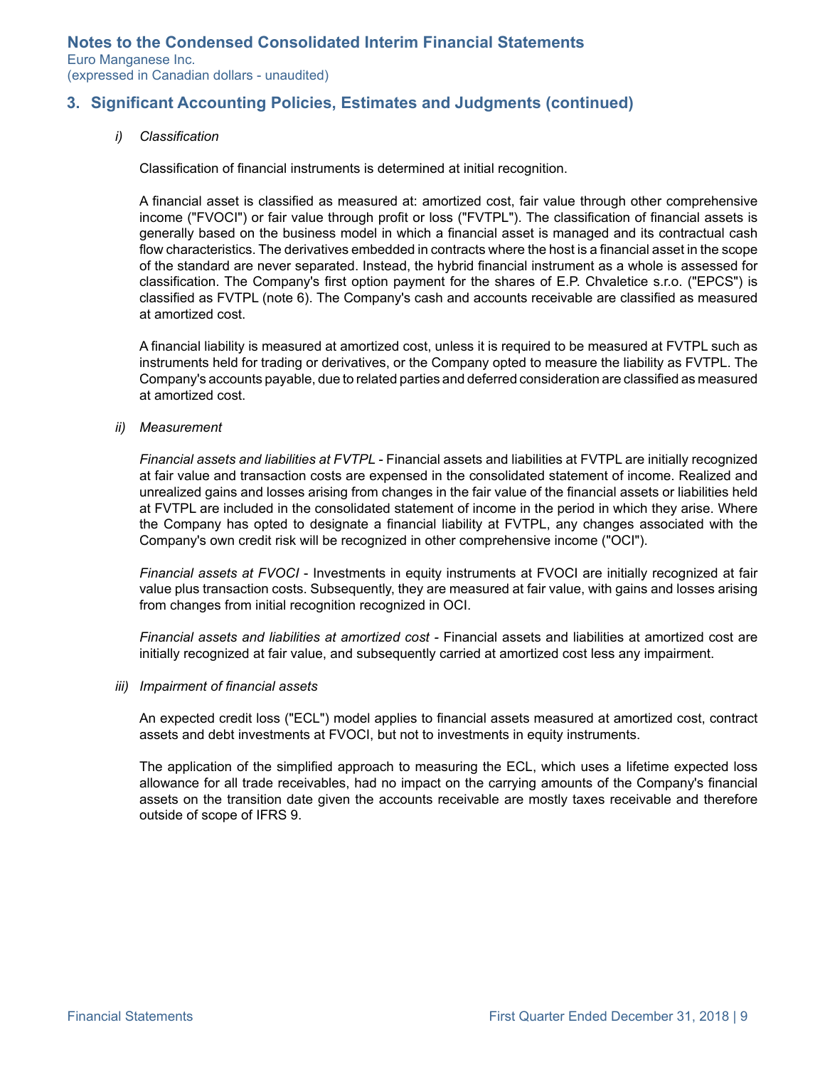## 3. Significant Accounting Policies, Estimates and Judgments (continued)

*i) Classification*

Classification of financial instruments is determined at initial recognition.

A financial asset is classified as measured at: amortized cost, fair value through other comprehensive income ("FVOCI") or fair value through profit or loss ("FVTPL"). The classification of financial assets is generally based on the business model in which a financial asset is managed and its contractual cash flow characteristics. The derivatives embedded in contracts where the host is a financial asset in the scope of the standard are never separated. Instead, the hybrid financial instrument as a whole is assessed for classification. The Company's first option payment for the shares of E.P. Chvaletice s.r.o. ("EPCS") is classified as FVTPL (note 6). The Company's cash and accounts receivable are classified as measured at amortized cost.

A financial liability is measured at amortized cost, unless it is required to be measured at FVTPL such as instruments held for trading or derivatives, or the Company opted to measure the liability as FVTPL. The Company's accounts payable, due to related parties and deferred consideration are classified as measured at amortized cost.

*ii) Measurement*

*Financial assets and liabilities at FVTPL* - Financial assets and liabilities at FVTPL are initially recognized at fair value and transaction costs are expensed in the consolidated statement of income. Realized and unrealized gains and losses arising from changes in the fair value of the financial assets or liabilities held at FVTPL are included in the consolidated statement of income in the period in which they arise. Where the Company has opted to designate a financial liability at FVTPL, any changes associated with the Company's own credit risk will be recognized in other comprehensive income ("OCI").

*Financial assets at FVOCI* - Investments in equity instruments at FVOCI are initially recognized at fair value plus transaction costs. Subsequently, they are measured at fair value, with gains and losses arising from changes from initial recognition recognized in OCI.

*Financial assets and liabilities at amortized cost* - Financial assets and liabilities at amortized cost are initially recognized at fair value, and subsequently carried at amortized cost less any impairment.

*iii) Impairment of financial assets*

An expected credit loss ("ECL") model applies to financial assets measured at amortized cost, contract assets and debt investments at FVOCI, but not to investments in equity instruments.

The application of the simplified approach to measuring the ECL, which uses a lifetime expected loss allowance for all trade receivables, had no impact on the carrying amounts of the Company's financial assets on the transition date given the accounts receivable are mostly taxes receivable and therefore outside of scope of IFRS 9.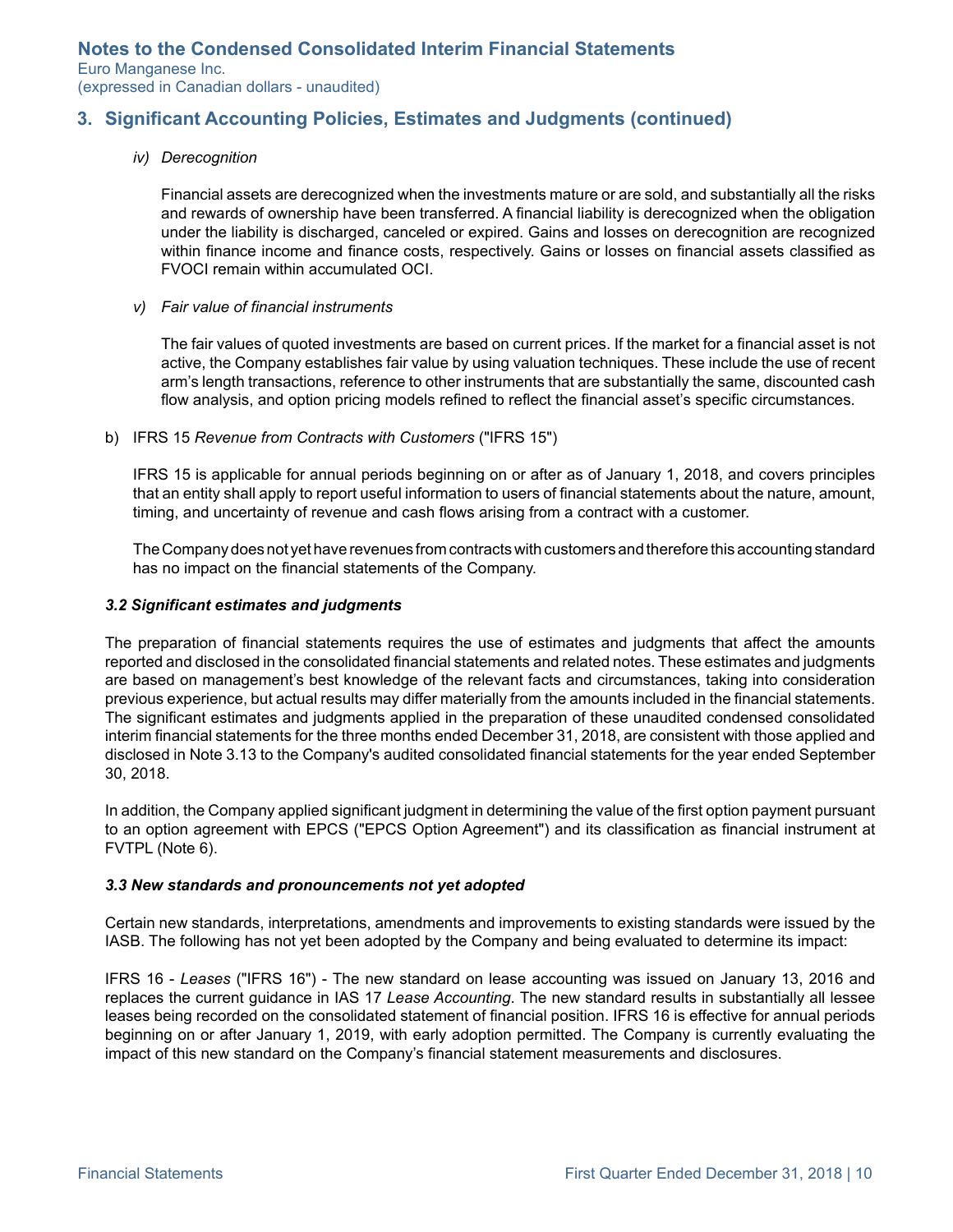## 3. Significant Accounting Policies, Estimates and Judgments (continued)

*iv) Derecognition*

Financial assets are derecognized when the investments mature or are sold, and substantially all the risks and rewards of ownership have been transferred. A financial liability is derecognized when the obligation under the liability is discharged, canceled or expired. Gains and losses on derecognition are recognized within finance income and finance costs, respectively. Gains or losses on financial assets classified as FVOCI remain within accumulated OCI.

*v) Fair value of financial instruments*

The fair values of quoted investments are based on current prices. If the market for a financial asset is not active, the Company establishes fair value by using valuation techniques. These include the use of recent arm's length transactions, reference to other instruments that are substantially the same, discounted cash flow analysis, and option pricing models refined to reflect the financial asset's specific circumstances.

b) IFRS 15 *Revenue from Contracts with Customers* ("IFRS 15")

IFRS 15 is applicable for annual periods beginning on or after as of January 1, 2018, and covers principles that an entity shall apply to report useful information to users of financial statements about the nature, amount, timing, and uncertainty of revenue and cash flows arising from a contract with a customer.

The Company does not yet have revenues from contracts with customers and therefore this accounting standard has no impact on the financial statements of the Company.

### *3.2 Significant estimates and judgments*

The preparation of financial statements requires the use of estimates and judgments that affect the amounts reported and disclosed in the consolidated financial statements and related notes. These estimates and judgments are based on management's best knowledge of the relevant facts and circumstances, taking into consideration previous experience, but actual results may differ materially from the amounts included in the financial statements. The significant estimates and judgments applied in the preparation of these unaudited condensed consolidated interim financial statements for the three months ended December 31, 2018, are consistent with those applied and disclosed in Note 3.13 to the Company's audited consolidated financial statements for the year ended September 30, 2018.

In addition, the Company applied significant judgment in determining the value of the first option payment pursuant to an option agreement with EPCS ("EPCS Option Agreement") and its classification as financial instrument at FVTPL (Note 6).

### *3.3 New standards and pronouncements not yet adopted*

Certain new standards, interpretations, amendments and improvements to existing standards were issued by the IASB. The following has not yet been adopted by the Company and being evaluated to determine its impact:

IFRS 16 - *Leases* ("IFRS 16") - The new standard on lease accounting was issued on January 13, 2016 and replaces the current guidance in IAS 17 *Lease Accounting*. The new standard results in substantially all lessee leases being recorded on the consolidated statement of financial position. IFRS 16 is effective for annual periods beginning on or after January 1, 2019, with early adoption permitted. The Company is currently evaluating the impact of this new standard on the Company's financial statement measurements and disclosures.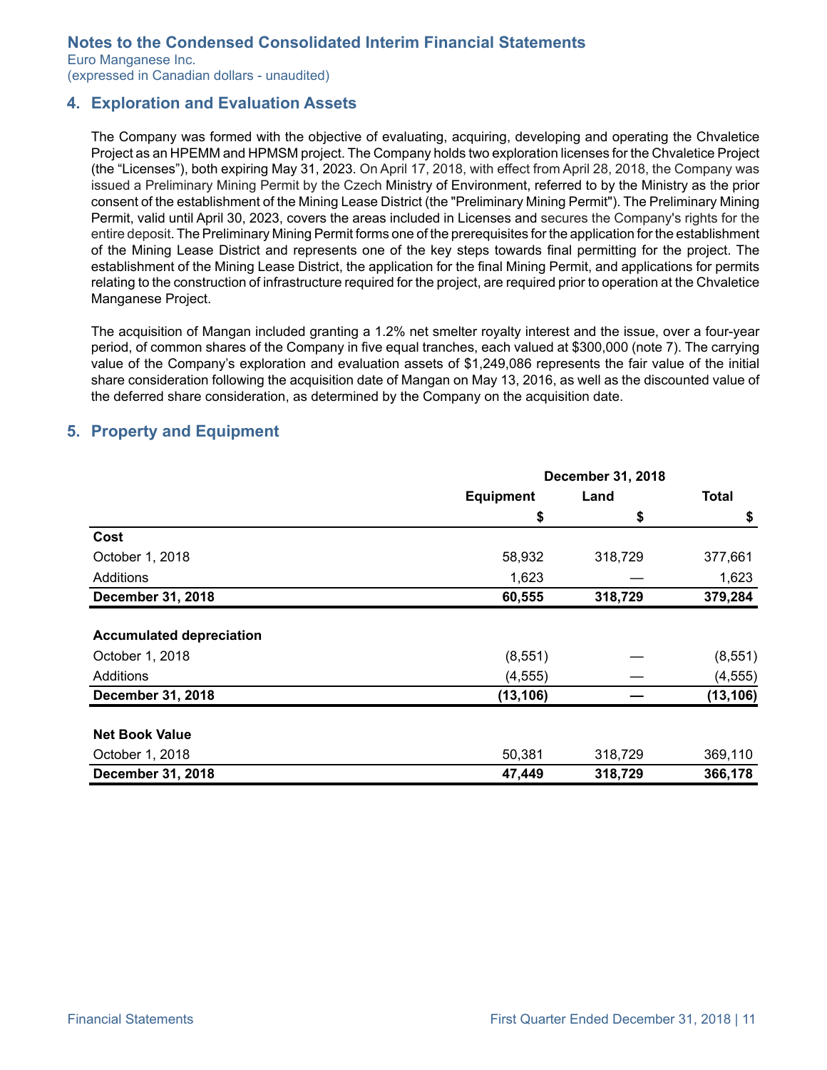## 4. Exploration and Evaluation Assets

The Company was formed with the objective of evaluating, acquiring, developing and operating the Chvaletice Project as an HPEMM and HPMSM project. The Company holds two exploration licenses for the Chvaletice Project (the "Licenses"), both expiring May 31, 2023. On April 17, 2018, with effect from April 28, 2018, the Company was issued a Preliminary Mining Permit by the Czech Ministry of Environment, referred to by the Ministry as the prior consent of the establishment of the Mining Lease District (the "Preliminary Mining Permit"). The Preliminary Mining Permit, valid until April 30, 2023, covers the areas included in Licenses and secures the Company's rights for the entire deposit. The Preliminary Mining Permit forms one of the prerequisites for the application for the establishment of the Mining Lease District and represents one of the key steps towards final permitting for the project. The establishment of the Mining Lease District, the application for the final Mining Permit, and applications for permits relating to the construction of infrastructure required for the project, are required prior to operation at the Chvaletice Manganese Project.

The acquisition of Mangan included granting a 1.2% net smelter royalty interest and the issue, over a four-year period, of common shares of the Company in five equal tranches, each valued at $300,000 (note 7). The carrying value of the Company's exploration and evaluation assets of $1,249,086 represents the fair value of the initial share consideration following the acquisition date of Mangan on May 13, 2016, as well as the discounted value of the deferred share consideration, as determined by the Company on the acquisition date.

## 5. Property and Equipment

| | December 31, 2018 | | |
|---|---|---|---|
| | Equipment | Land | Total |
| | $ | $ | $ |
| **Cost** | | | |
| October 1, 2018 | 58,932 | 318,729 | 377,661 |
| Additions | 1,623 | — | 1,623 |
| **December 31, 2018** | **60,555** | **318,729** | **379,284** |
| **Accumulated depreciation** | | | |
| October 1, 2018 | (8,551) | — | (8,551) |
| Additions | (4,555) | — | (4,555) |
| **December 31, 2018** | **(13,106)** | **—** | **(13,106)** |
| **Net Book Value** | | | |
| October 1, 2018 | 50,381 | 318,729 | 369,110 |
| **December 31, 2018** | **47,449** | **318,729** | **366,178** |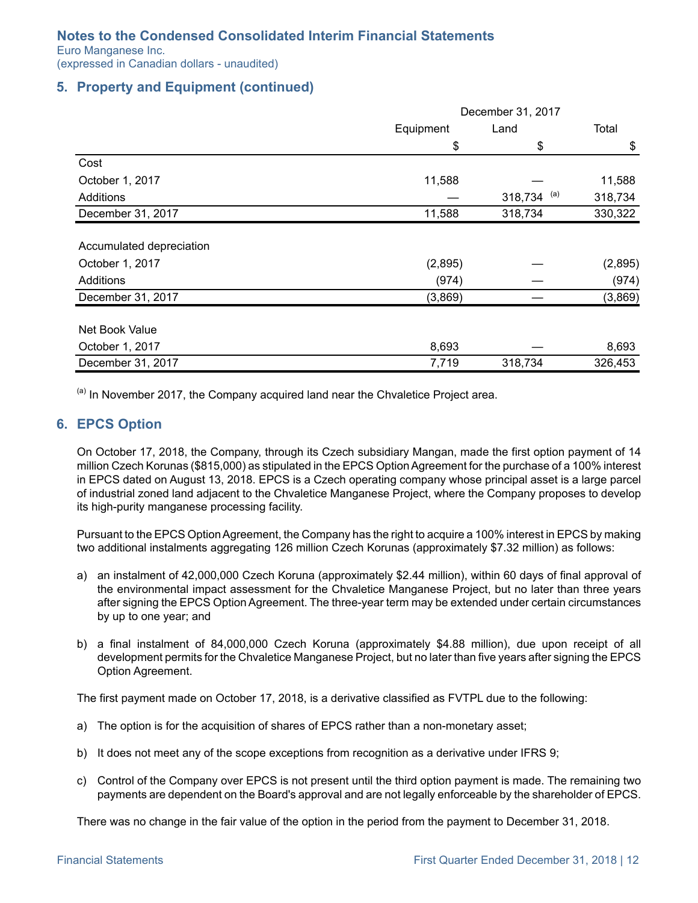# Notes to the Condensed Consolidated Interim Financial Statements

Euro Manganese Inc.
(expressed in Canadian dollars - unaudited)

## 5. Property and Equipment (continued)

| | December 31, 2017 | | |
|---|---|---|---|
| | Equipment | Land | Total |
| | $ | $ | $ |
| **Cost** | | | |
| October 1, 2017 | 11,588 | — | 11,588 |
| Additions | — | 318,734 [(a)] | 318,734 |
| December 31, 2017 | 11,588 | 318,734 | 330,322 |
| **Accumulated depreciation** | | | |
| October 1, 2017 | (2,895) | — | (2,895) |
| Additions | (974) | — | (974) |
| December 31, 2017 | (3,869) | — | (3,869) |
| **Net Book Value** | | | |
| October 1, 2017 | 8,693 | — | 8,693 |
| December 31, 2017 | 7,719 | 318,734 | 326,453 |

[(a)] In November 2017, the Company acquired land near the Chvaletice Project area.

## 6. EPCS Option

On October 17, 2018, the Company, through its Czech subsidiary Mangan, made the first option payment of 14 million Czech Korunas ($815,000) as stipulated in the EPCS Option Agreement for the purchase of a 100% interest in EPCS dated on August 13, 2018. EPCS is a Czech operating company whose principal asset is a large parcel of industrial zoned land adjacent to the Chvaletice Manganese Project, where the Company proposes to develop its high-purity manganese processing facility.

Pursuant to the EPCS Option Agreement, the Company has the right to acquire a 100% interest in EPCS by making two additional instalments aggregating 126 million Czech Korunas (approximately $7.32 million) as follows:

a) an instalment of 42,000,000 Czech Koruna (approximately $2.44 million), within 60 days of final approval of the environmental impact assessment for the Chvaletice Manganese Project, but no later than three years after signing the EPCS Option Agreement. The three-year term may be extended under certain circumstances by up to one year; and

b) a final instalment of 84,000,000 Czech Koruna (approximately $4.88 million), due upon receipt of all development permits for the Chvaletice Manganese Project, but no later than five years after signing the EPCS Option Agreement.

The first payment made on October 17, 2018, is a derivative classified as FVTPL due to the following:

a) The option is for the acquisition of shares of EPCS rather than a non-monetary asset;

b) It does not meet any of the scope exceptions from recognition as a derivative under IFRS 9;

c) Control of the Company over EPCS is not present until the third option payment is made. The remaining two payments are dependent on the Board's approval and are not legally enforceable by the shareholder of EPCS.

There was no change in the fair value of the option in the period from the payment to December 31, 2018.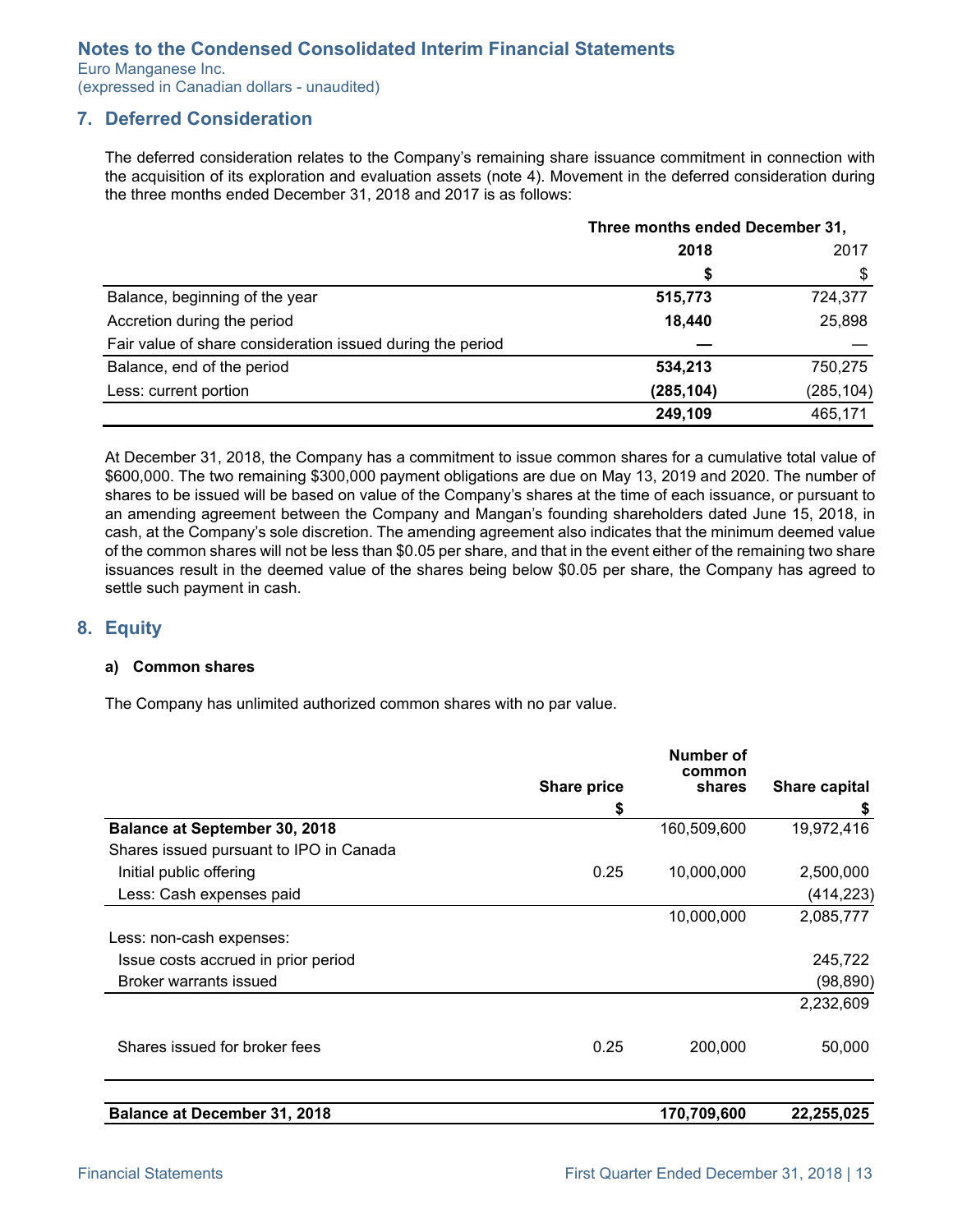# Notes to the Condensed Consolidated Interim Financial Statements

Euro Manganese Inc.
(expressed in Canadian dollars - unaudited)

## 7. Deferred Consideration

The deferred consideration relates to the Company's remaining share issuance commitment in connection with the acquisition of its exploration and evaluation assets (note 4). Movement in the deferred consideration during the three months ended December 31, 2018 and 2017 is as follows:

| | Three months ended December 31, | |
|---|---|---|
| | **2018** | 2017 |
| | **$** | $ |
| Balance, beginning of the year | **515,773** | 724,377 |
| Accretion during the period | **18,440** | 25,898 |
| Fair value of share consideration issued during the period | **—** | — |
| Balance, end of the period | **534,213** | 750,275 |
| Less: current portion | **(285,104)** | (285,104) |
| | **249,109** | 465,171 |

At December 31, 2018, the Company has a commitment to issue common shares for a cumulative total value of $600,000. The two remaining $300,000 payment obligations are due on May 13, 2019 and 2020. The number of shares to be issued will be based on value of the Company's shares at the time of each issuance, or pursuant to an amending agreement between the Company and Mangan's founding shareholders dated June 15, 2018, in cash, at the Company's sole discretion. The amending agreement also indicates that the minimum deemed value of the common shares will not be less than $0.05 per share, and that in the event either of the remaining two share issuances result in the deemed value of the shares being below $0.05 per share, the Company has agreed to settle such payment in cash.

## 8. Equity

### a) Common shares

The Company has unlimited authorized common shares with no par value.

| | Share price | Number of common shares | Share capital |
|---|---|---|---|
| | $ | | $ |
| **Balance at September 30, 2018** | | 160,509,600 | 19,972,416 |
| Shares issued pursuant to IPO in Canada | | | |
| Initial public offering | 0.25 | 10,000,000 | 2,500,000 |
| Less: Cash expenses paid | | | (414,223) |
| | | 10,000,000 | 2,085,777 |
| Less: non-cash expenses: | | | |
| Issue costs accrued in prior period | | | 245,722 |
| Broker warrants issued | | | (98,890) |
| | | | 2,232,609 |
| Shares issued for broker fees | 0.25 | 200,000 | 50,000 |
| **Balance at December 31, 2018** | | **170,709,600** | **22,255,025** |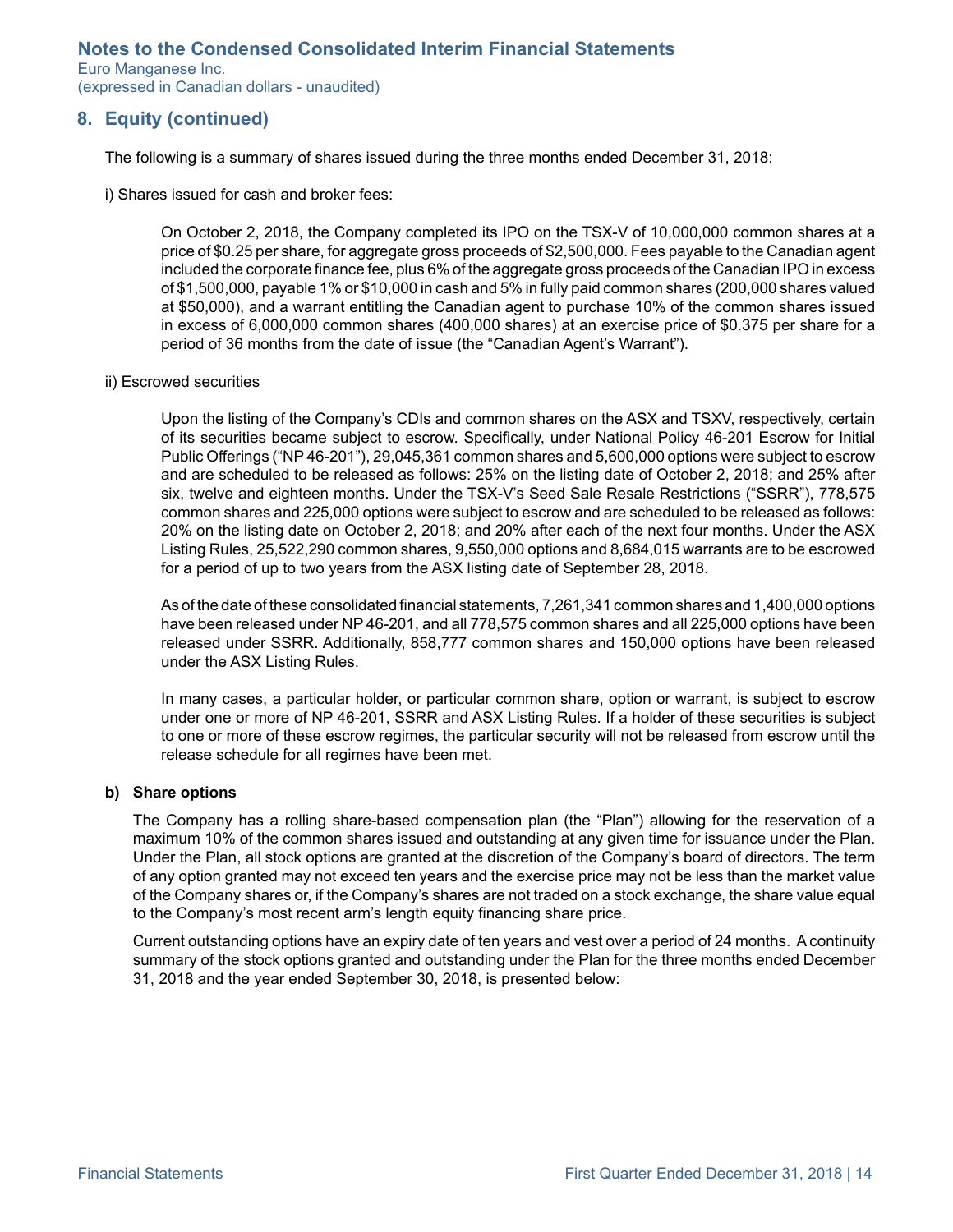## 8. Equity (continued)

The following is a summary of shares issued during the three months ended December 31, 2018:

i) Shares issued for cash and broker fees:

On October 2, 2018, the Company completed its IPO on the TSX-V of 10,000,000 common shares at a price of $0.25 per share, for aggregate gross proceeds of $2,500,000. Fees payable to the Canadian agent included the corporate finance fee, plus 6% of the aggregate gross proceeds of the Canadian IPO in excess of $1,500,000, payable 1% or $10,000 in cash and 5% in fully paid common shares (200,000 shares valued at $50,000), and a warrant entitling the Canadian agent to purchase 10% of the common shares issued in excess of 6,000,000 common shares (400,000 shares) at an exercise price of $0.375 per share for a period of 36 months from the date of issue (the "Canadian Agent's Warrant").

ii) Escrowed securities

Upon the listing of the Company's CDIs and common shares on the ASX and TSXV, respectively, certain of its securities became subject to escrow. Specifically, under National Policy 46-201 Escrow for Initial Public Offerings ("NP 46-201"), 29,045,361 common shares and 5,600,000 options were subject to escrow and are scheduled to be released as follows: 25% on the listing date of October 2, 2018; and 25% after six, twelve and eighteen months. Under the TSX-V's Seed Sale Resale Restrictions ("SSRR"), 778,575 common shares and 225,000 options were subject to escrow and are scheduled to be released as follows: 20% on the listing date on October 2, 2018; and 20% after each of the next four months. Under the ASX Listing Rules, 25,522,290 common shares, 9,550,000 options and 8,684,015 warrants are to be escrowed for a period of up to two years from the ASX listing date of September 28, 2018.

As of the date of these consolidated financial statements, 7,261,341 common shares and 1,400,000 options have been released under NP 46-201, and all 778,575 common shares and all 225,000 options have been released under SSRR. Additionally, 858,777 common shares and 150,000 options have been released under the ASX Listing Rules.

In many cases, a particular holder, or particular common share, option or warrant, is subject to escrow under one or more of NP 46-201, SSRR and ASX Listing Rules. If a holder of these securities is subject to one or more of these escrow regimes, the particular security will not be released from escrow until the release schedule for all regimes have been met.

**b) Share options**

The Company has a rolling share-based compensation plan (the "Plan") allowing for the reservation of a maximum 10% of the common shares issued and outstanding at any given time for issuance under the Plan. Under the Plan, all stock options are granted at the discretion of the Company's board of directors. The term of any option granted may not exceed ten years and the exercise price may not be less than the market value of the Company shares or, if the Company's shares are not traded on a stock exchange, the share value equal to the Company's most recent arm's length equity financing share price.

Current outstanding options have an expiry date of ten years and vest over a period of 24 months. A continuity summary of the stock options granted and outstanding under the Plan for the three months ended December 31, 2018 and the year ended September 30, 2018, is presented below: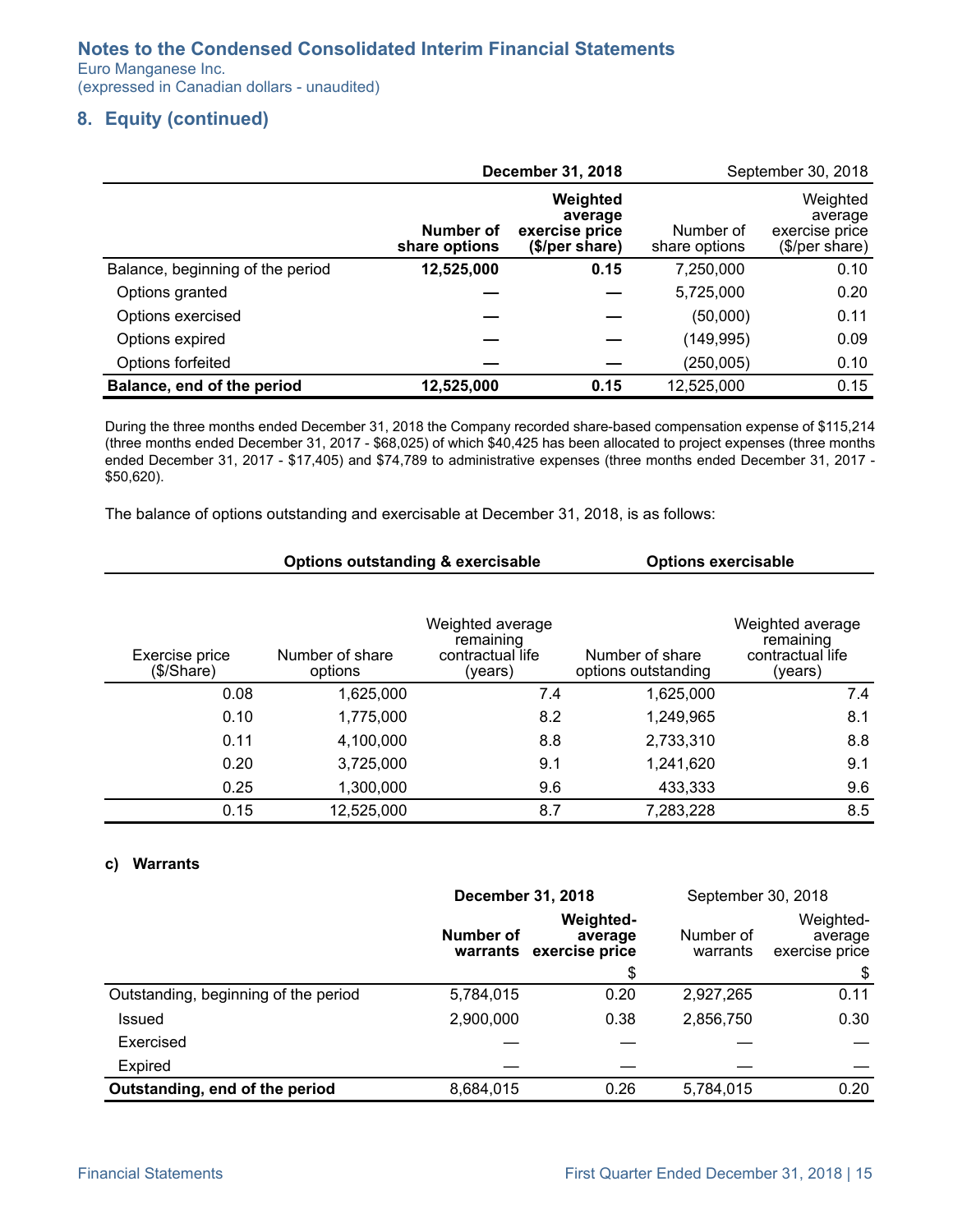## 8. Equity (continued)

| | December 31, 2018 | | September 30, 2018 | |
|---|---|---|---|---|
| | **Number of share options** | **Weighted average exercise price ($/per share)** | Number of share options | Weighted average exercise price ($/per share) |
| Balance, beginning of the period | **12,525,000** | **0.15** | 7,250,000 | 0.10 |
| Options granted | **—** | **—** | 5,725,000 | 0.20 |
| Options exercised | **—** | **—** | (50,000) | 0.11 |
| Options expired | **—** | **—** | (149,995) | 0.09 |
| Options forfeited | **—** | **—** | (250,005) | 0.10 |
| **Balance, end of the period** | **12,525,000** | **0.15** | 12,525,000 | 0.15 |

During the three months ended December 31, 2018 the Company recorded share-based compensation expense of $115,214 (three months ended December 31, 2017 - $68,025) of which $40,425 has been allocated to project expenses (three months ended December 31, 2017 - $17,405) and $74,789 to administrative expenses (three months ended December 31, 2017 - $50,620).

The balance of options outstanding and exercisable at December 31, 2018, is as follows:

| | **Options outstanding & exercisable** | | **Options exercisable** | |
|---|---|---|---|---|
| Exercise price ($/Share) | Number of share options | Weighted average remaining contractual life (years) | Number of share options outstanding | Weighted average remaining contractual life (years) |
| 0.08 | 1,625,000 | 7.4 | 1,625,000 | 7.4 |
| 0.10 | 1,775,000 | 8.2 | 1,249,965 | 8.1 |
| 0.11 | 4,100,000 | 8.8 | 2,733,310 | 8.8 |
| 0.20 | 3,725,000 | 9.1 | 1,241,620 | 9.1 |
| 0.25 | 1,300,000 | 9.6 | 433,333 | 9.6 |
| 0.15 | 12,525,000 | 8.7 | 7,283,228 | 8.5 |

### c) Warrants

| | December 31, 2018 | | September 30, 2018 | |
|---|---|---|---|---|
| | **Number of warrants** | **Weighted-average exercise price** | Number of warrants | Weighted-average exercise price |
| | | $ | | $ |
| Outstanding, beginning of the period | 5,784,015 | 0.20 | 2,927,265 | 0.11 |
| Issued | 2,900,000 | 0.38 | 2,856,750 | 0.30 |
| Exercised | — | — | — | — |
| Expired | — | — | — | — |
| **Outstanding, end of the period** | 8,684,015 | 0.26 | 5,784,015 | 0.20 |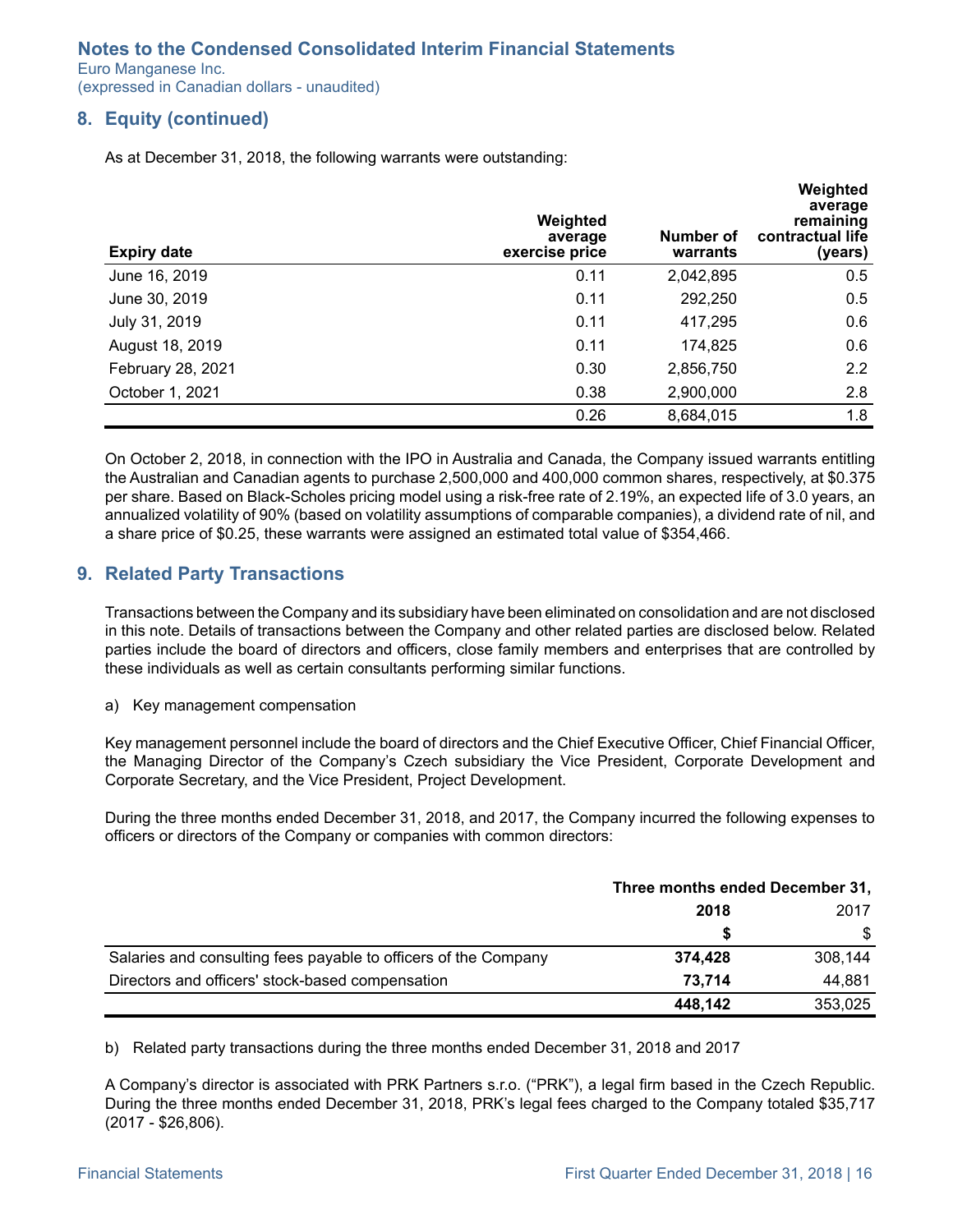## 8. Equity (continued)

As at December 31, 2018, the following warrants were outstanding:

| Expiry date | Weighted average exercise price | Number of warrants | Weighted average remaining contractual life (years) |
|---|---|---|---|
| June 16, 2019 | 0.11 | 2,042,895 | 0.5 |
| June 30, 2019 | 0.11 | 292,250 | 0.5 |
| July 31, 2019 | 0.11 | 417,295 | 0.6 |
| August 18, 2019 | 0.11 | 174,825 | 0.6 |
| February 28, 2021 | 0.30 | 2,856,750 | 2.2 |
| October 1, 2021 | 0.38 | 2,900,000 | 2.8 |
| | 0.26 | 8,684,015 | 1.8 |

On October 2, 2018, in connection with the IPO in Australia and Canada, the Company issued warrants entitling the Australian and Canadian agents to purchase 2,500,000 and 400,000 common shares, respectively, at $0.375 per share. Based on Black-Scholes pricing model using a risk-free rate of 2.19%, an expected life of 3.0 years, an annualized volatility of 90% (based on volatility assumptions of comparable companies), a dividend rate of nil, and a share price of $0.25, these warrants were assigned an estimated total value of $354,466.

## 9. Related Party Transactions

Transactions between the Company and its subsidiary have been eliminated on consolidation and are not disclosed in this note. Details of transactions between the Company and other related parties are disclosed below. Related parties include the board of directors and officers, close family members and enterprises that are controlled by these individuals as well as certain consultants performing similar functions.

a) Key management compensation

Key management personnel include the board of directors and the Chief Executive Officer, Chief Financial Officer, the Managing Director of the Company's Czech subsidiary the Vice President, Corporate Development and Corporate Secretary, and the Vice President, Project Development.

During the three months ended December 31, 2018, and 2017, the Company incurred the following expenses to officers or directors of the Company or companies with common directors:

| | Three months ended December 31, | |
|---|---|---|
| | **2018** | 2017 |
| | **$** | $ |
| Salaries and consulting fees payable to officers of the Company | **374,428** | 308,144 |
| Directors and officers' stock-based compensation | **73,714** | 44,881 |
| | **448,142** | 353,025 |

b) Related party transactions during the three months ended December 31, 2018 and 2017

A Company's director is associated with PRK Partners s.r.o. ("PRK"), a legal firm based in the Czech Republic. During the three months ended December 31, 2018, PRK's legal fees charged to the Company totaled $35,717 (2017 - $26,806).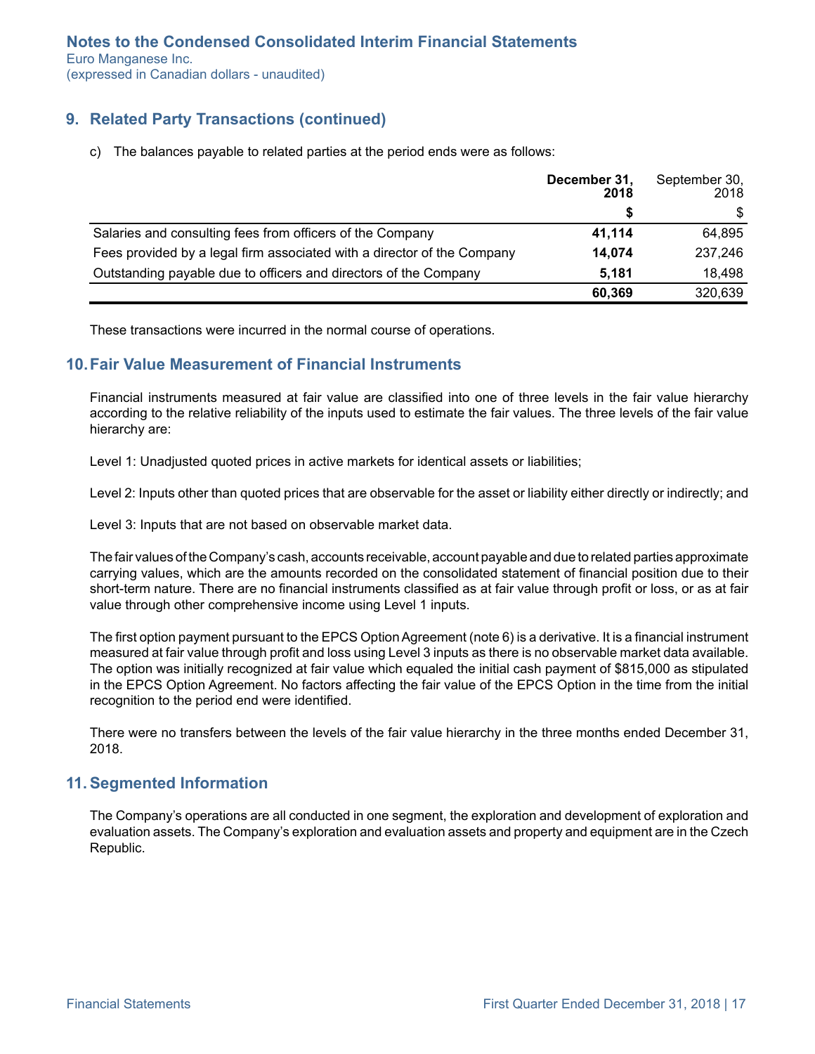## 9. Related Party Transactions (continued)

c) The balances payable to related parties at the period ends were as follows:

| | **December 31, 2018** | September 30, 2018 |
|---|---|---|
| | **$** | $ |
| Salaries and consulting fees from officers of the Company | **41,114** | 64,895 |
| Fees provided by a legal firm associated with a director of the Company | **14,074** | 237,246 |
| Outstanding payable due to officers and directors of the Company | **5,181** | 18,498 |
| | **60,369** | 320,639 |

These transactions were incurred in the normal course of operations.

## 10. Fair Value Measurement of Financial Instruments

Financial instruments measured at fair value are classified into one of three levels in the fair value hierarchy according to the relative reliability of the inputs used to estimate the fair values. The three levels of the fair value hierarchy are:

Level 1: Unadjusted quoted prices in active markets for identical assets or liabilities;

Level 2: Inputs other than quoted prices that are observable for the asset or liability either directly or indirectly; and

Level 3: Inputs that are not based on observable market data.

The fair values of the Company's cash, accounts receivable, account payable and due to related parties approximate carrying values, which are the amounts recorded on the consolidated statement of financial position due to their short-term nature. There are no financial instruments classified as at fair value through profit or loss, or as at fair value through other comprehensive income using Level 1 inputs.

The first option payment pursuant to the EPCS Option Agreement (note 6) is a derivative. It is a financial instrument measured at fair value through profit and loss using Level 3 inputs as there is no observable market data available. The option was initially recognized at fair value which equaled the initial cash payment of $815,000 as stipulated in the EPCS Option Agreement. No factors affecting the fair value of the EPCS Option in the time from the initial recognition to the period end were identified.

There were no transfers between the levels of the fair value hierarchy in the three months ended December 31, 2018.

## 11. Segmented Information

The Company's operations are all conducted in one segment, the exploration and development of exploration and evaluation assets. The Company's exploration and evaluation assets and property and equipment are in the Czech Republic.